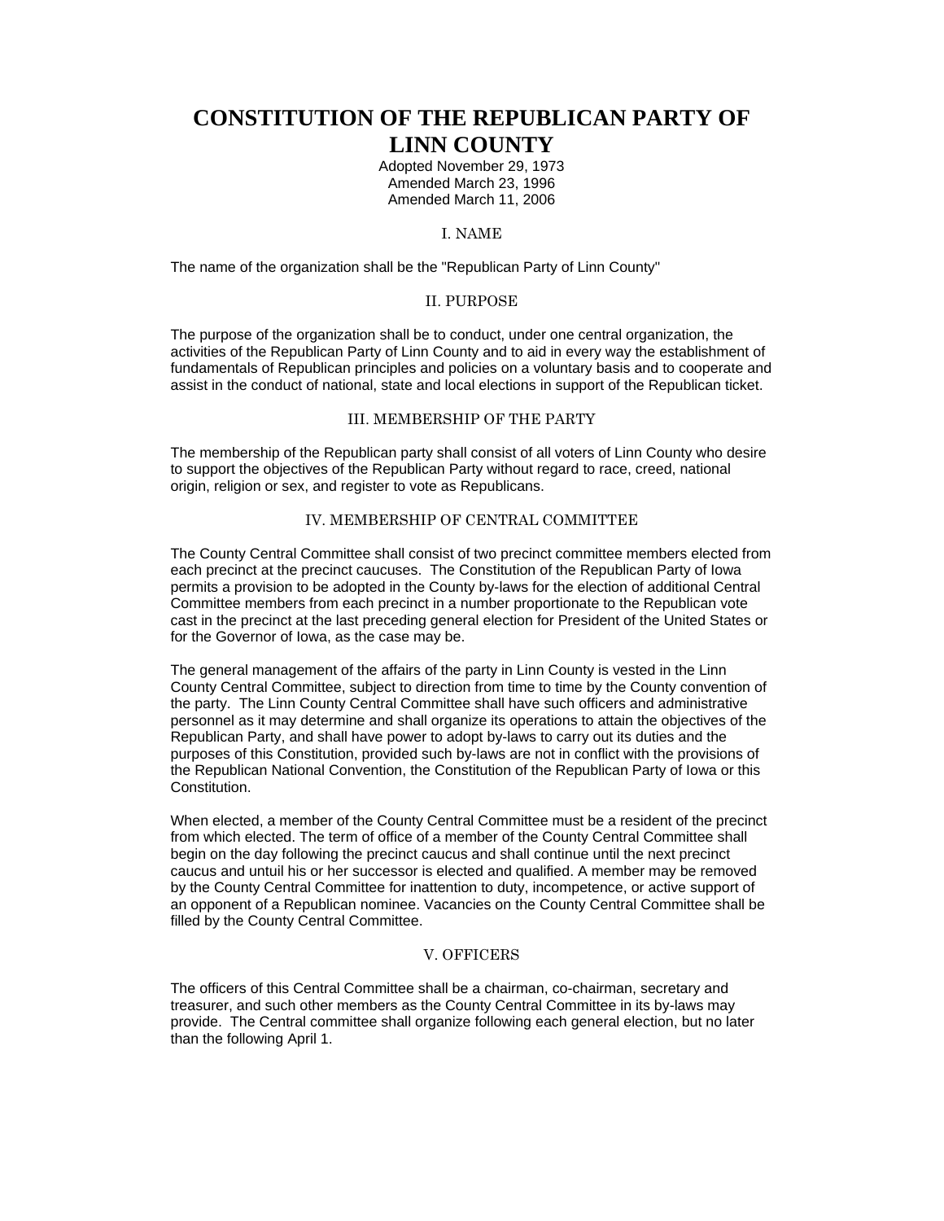# CONSTITUTION OF THE REPUBLICAN PARTY OF LINN COUNTY

Adopted November 29, 1973
Amended March 23, 1996
Amended March 11, 2006

## I. NAME

The name of the organization shall be the "Republican Party of Linn County"

## II. PURPOSE

The purpose of the organization shall be to conduct, under one central organization, the activities of the Republican Party of Linn County and to aid in every way the establishment of fundamentals of Republican principles and policies on a voluntary basis and to cooperate and assist in the conduct of national, state and local elections in support of the Republican ticket.

## III. MEMBERSHIP OF THE PARTY

The membership of the Republican party shall consist of all voters of Linn County who desire to support the objectives of the Republican Party without regard to race, creed, national origin, religion or sex, and register to vote as Republicans.

## IV. MEMBERSHIP OF CENTRAL COMMITTEE

The County Central Committee shall consist of two precinct committee members elected from each precinct at the precinct caucuses. The Constitution of the Republican Party of Iowa permits a provision to be adopted in the County by-laws for the election of additional Central Committee members from each precinct in a number proportionate to the Republican vote cast in the precinct at the last preceding general election for President of the United States or for the Governor of Iowa, as the case may be.

The general management of the affairs of the party in Linn County is vested in the Linn County Central Committee, subject to direction from time to time by the County convention of the party. The Linn County Central Committee shall have such officers and administrative personnel as it may determine and shall organize its operations to attain the objectives of the Republican Party, and shall have power to adopt by-laws to carry out its duties and the purposes of this Constitution, provided such by-laws are not in conflict with the provisions of the Republican National Convention, the Constitution of the Republican Party of Iowa or this Constitution.

When elected, a member of the County Central Committee must be a resident of the precinct from which elected. The term of office of a member of the County Central Committee shall begin on the day following the precinct caucus and shall continue until the next precinct caucus and untuil his or her successor is elected and qualified. A member may be removed by the County Central Committee for inattention to duty, incompetence, or active support of an opponent of a Republican nominee. Vacancies on the County Central Committee shall be filled by the County Central Committee.

## V. OFFICERS

The officers of this Central Committee shall be a chairman, co-chairman, secretary and treasurer, and such other members as the County Central Committee in its by-laws may provide. The Central committee shall organize following each general election, but no later than the following April 1.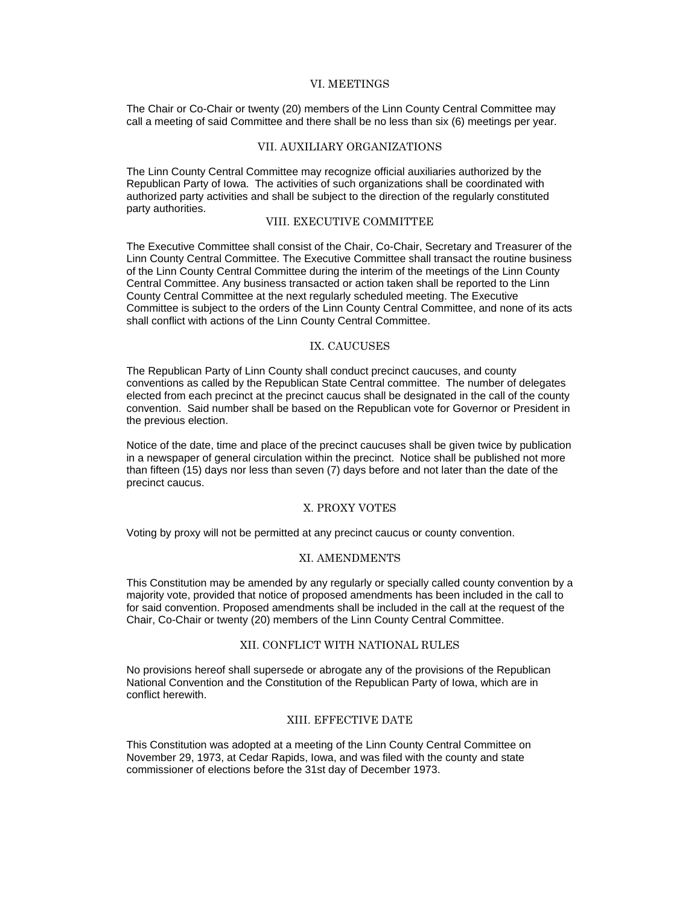## VI. MEETINGS

The Chair or Co-Chair or twenty (20) members of the Linn County Central Committee may call a meeting of said Committee and there shall be no less than six (6) meetings per year.

## VII. AUXILIARY ORGANIZATIONS

The Linn County Central Committee may recognize official auxiliaries authorized by the Republican Party of Iowa. The activities of such organizations shall be coordinated with authorized party activities and shall be subject to the direction of the regularly constituted party authorities.

## VIII. EXECUTIVE COMMITTEE

The Executive Committee shall consist of the Chair, Co-Chair, Secretary and Treasurer of the Linn County Central Committee. The Executive Committee shall transact the routine business of the Linn County Central Committee during the interim of the meetings of the Linn County Central Committee. Any business transacted or action taken shall be reported to the Linn County Central Committee at the next regularly scheduled meeting. The Executive Committee is subject to the orders of the Linn County Central Committee, and none of its acts shall conflict with actions of the Linn County Central Committee.

## IX. CAUCUSES

The Republican Party of Linn County shall conduct precinct caucuses, and county conventions as called by the Republican State Central committee. The number of delegates elected from each precinct at the precinct caucus shall be designated in the call of the county convention. Said number shall be based on the Republican vote for Governor or President in the previous election.

Notice of the date, time and place of the precinct caucuses shall be given twice by publication in a newspaper of general circulation within the precinct. Notice shall be published not more than fifteen (15) days nor less than seven (7) days before and not later than the date of the precinct caucus.

## X. PROXY VOTES

Voting by proxy will not be permitted at any precinct caucus or county convention.

## XI. AMENDMENTS

This Constitution may be amended by any regularly or specially called county convention by a majority vote, provided that notice of proposed amendments has been included in the call to for said convention. Proposed amendments shall be included in the call at the request of the Chair, Co-Chair or twenty (20) members of the Linn County Central Committee.

## XII. CONFLICT WITH NATIONAL RULES

No provisions hereof shall supersede or abrogate any of the provisions of the Republican National Convention and the Constitution of the Republican Party of Iowa, which are in conflict herewith.

## XIII. EFFECTIVE DATE

This Constitution was adopted at a meeting of the Linn County Central Committee on November 29, 1973, at Cedar Rapids, Iowa, and was filed with the county and state commissioner of elections before the 31st day of December 1973.